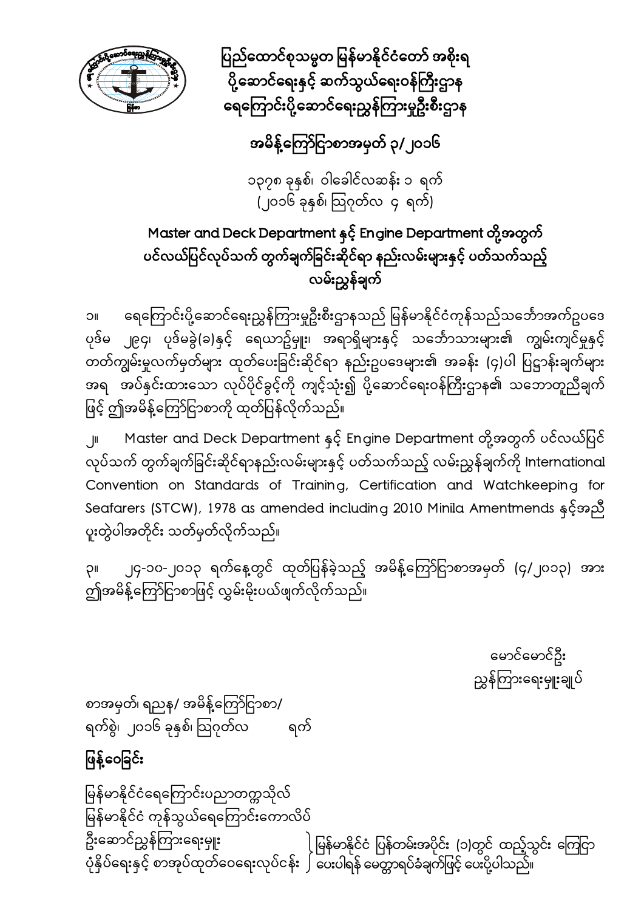# ပြည်ထောင်စုသမ္မတ မြန်မာနိုင်ငံတော် အစိုးရ
# ပို့ဆောင်ရေးနှင့် ဆက်သွယ်ရေးဝန်ကြီးဌာန
# ရေကြောင်းပို့ဆောင်ရေးညွှန်ကြားမှုဦးစီးဌာန

## အမိန့်ကြော်ငြာစာအမှတ် ၃/၂၀၁၆

၁၃၇၈ ခုနှစ်၊ ဝါခေါင်လဆန်း ၁ ရက်
(၂၀၁၆ ခုနှစ်၊ ဩဂုတ်လ ၄ ရက်)

## Master and Deck Department နှင့် Engine Department တို့အတွက် ပင်လယ်ပြင်လုပ်သက် တွက်ချက်ခြင်းဆိုင်ရာ နည်းလမ်းများနှင့် ပတ်သက်သည့် လမ်းညွှန်ချက်

၁။ ရေကြောင်းပို့ဆောင်ရေးညွှန်ကြားမှုဦးစီးဌာနသည် မြန်မာနိုင်ငံကုန်သည်သင်္ဘောအက်ဥပဒေ ပုဒ်မ ၂၉၄၊ ပုဒ်မခွဲ(ခ)နှင့် ရေယာဥ်မှူး၊ အရာရှိများနှင့် သင်္ဘောသားများ၏ ကျွမ်းကျင်မှုနှင့် တတ်ကျွမ်းမှုလက်မှတ်များ ထုတ်ပေးခြင်းဆိုင်ရာ နည်းဥပဒေများ၏ အခန်း (၄)ပါ ပြဋ္ဌာန်းချက်များ အရ အပ်နှင်းထားသော လုပ်ပိုင်ခွင့်ကို ကျင့်သုံး၍ ပို့ဆောင်ရေးဝန်ကြီးဌာန၏ သဘောတူညီချက် ဖြင့် ဤအမိန့်ကြော်ငြာစာကို ထုတ်ပြန်လိုက်သည်။

၂။ Master and Deck Department နှင့် Engine Department တို့အတွက် ပင်လယ်ပြင် လုပ်သက် တွက်ချက်ခြင်းဆိုင်ရာနည်းလမ်းများနှင့် ပတ်သက်သည့် လမ်းညွှန်ချက်ကို International Convention on Standards of Training, Certification and Watchkeeping for Seafarers (STCW), 1978 as amended including 2010 Minila Amentmends နှင့်အညီ ပူးတွဲပါအတိုင်း သတ်မှတ်လိုက်သည်။

၃။ ၂၄-၁၀-၂၀၁၃ ရက်နေ့တွင် ထုတ်ပြန်ခဲ့သည့် အမိန့်ကြော်ငြာစာအမှတ် (၄/၂၀၁၃) အား ဤအမိန့်ကြော်ငြာစာဖြင့် လွှမ်းမိုးပယ်ဖျက်လိုက်သည်။

မောင်မောင်ဦး
ညွှန်ကြားရေးမှူးချုပ်

စာအမှတ်၊ ရညန/ အမိန့်ကြော်ငြာစာ/
ရက်စွဲ၊ ၂၀၁၆ ခုနှစ်၊ ဩဂုတ်လ ရက်

**ဖြန့်ဝေခြင်း**

မြန်မာနိုင်ငံရေကြောင်းပညာတက္ကသိုလ်
မြန်မာနိုင်ငံ ကုန်သွယ်ရေကြောင်းကောလိပ်
ဦးဆောင်ညွှန်ကြားရေးမှူး
ပုံနှိပ်ရေးနှင့် စာအုပ်ထုတ်ဝေရေးလုပ်ငန်း

} မြန်မာနိုင်ငံ ပြန်တမ်းအပိုင်း (၁)တွင် ထည့်သွင်း ကြေငြာ ပေးပါရန် မေတ္တာရပ်ခံချက်ဖြင့် ပေးပို့ပါသည်။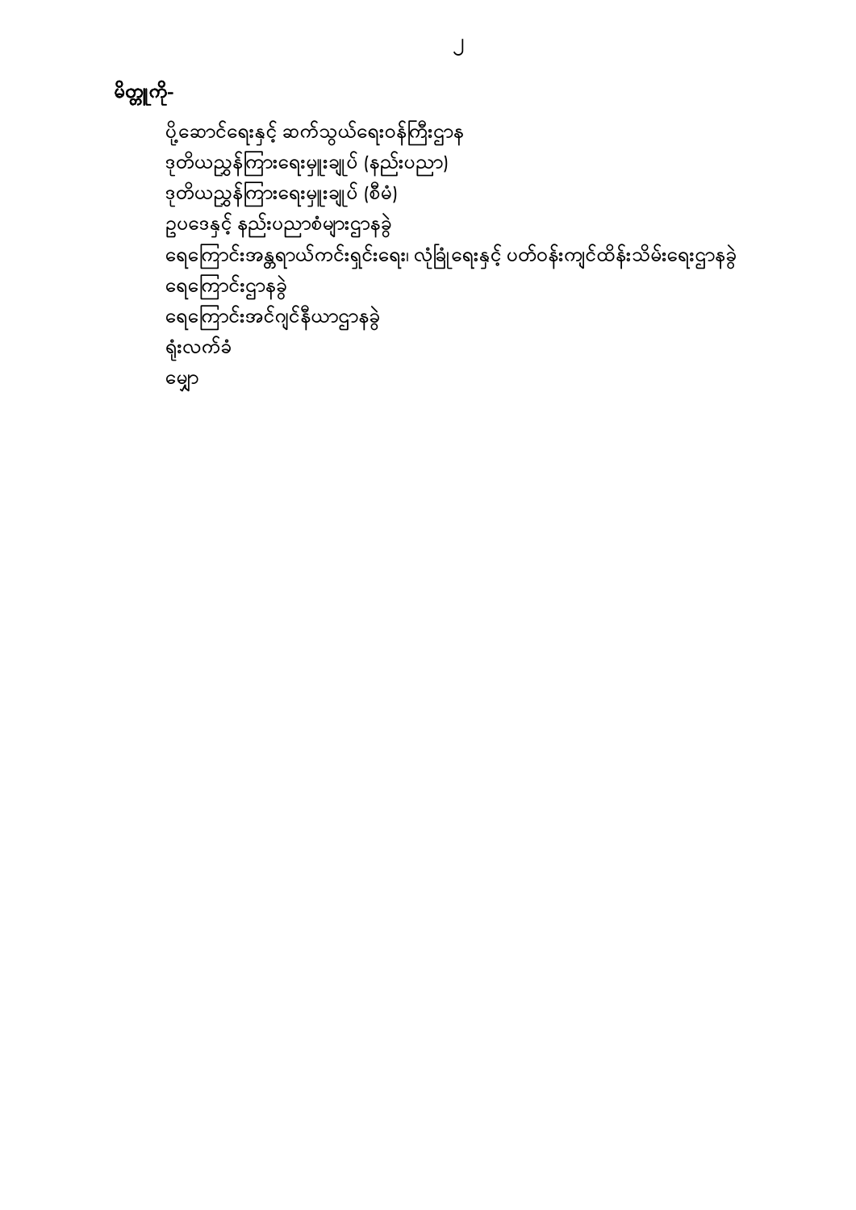**မိတ္တူကို-**

ပို့ဆောင်ရေးနှင့် ဆက်သွယ်ရေးဝန်ကြီးဌာန
ဒုတိယညွှန်ကြားရေးမှူးချုပ် (နည်းပညာ)
ဒုတိယညွှန်ကြားရေးမှူးချုပ် (စီမံ)
ဥပဒေနှင့် နည်းပညာစံများဌာနခွဲ
ရေကြောင်းအန္တရာယ်ကင်းရှင်းရေး၊ လုံခြုံရေးနှင့် ပတ်ဝန်းကျင်ထိန်းသိမ်းရေးဌာနခွဲ
ရေကြောင်းဌာနခွဲ
ရေကြောင်းအင်ဂျင်နီယာဌာနခွဲ
ရုံးလက်ခံ
မျှော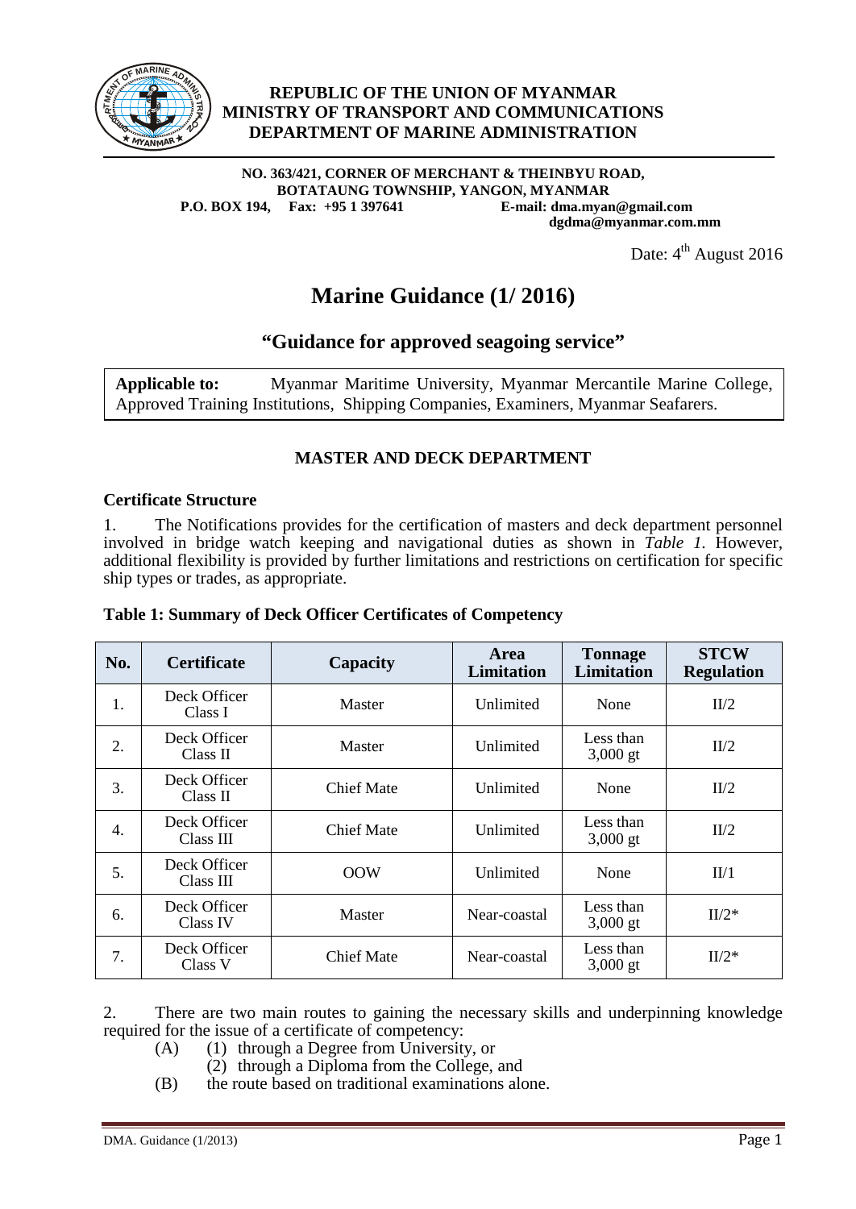**REPUBLIC OF THE UNION OF MYANMAR**
**MINISTRY OF TRANSPORT AND COMMUNICATIONS**
**DEPARTMENT OF MARINE ADMINISTRATION**

**NO. 363/421, CORNER OF MERCHANT & THEINBYU ROAD,**
**BOTATAUNG TOWNSHIP, YANGON, MYANMAR**
**P.O. BOX 194, Fax: +95 1 397641 E-mail: dma.myan@gmail.com**
**dgdma@myanmar.com.mm**

Date: 4th August 2016

# Marine Guidance (1/ 2016)

## "Guidance for approved seagoing service"

| **Applicable to:** Myanmar Maritime University, Myanmar Mercantile Marine College, Approved Training Institutions, Shipping Companies, Examiners, Myanmar Seafarers. |
|---|

### MASTER AND DECK DEPARTMENT

**Certificate Structure**

1. The Notifications provides for the certification of masters and deck department personnel involved in bridge watch keeping and navigational duties as shown in *Table 1.* However, additional flexibility is provided by further limitations and restrictions on certification for specific ship types or trades, as appropriate.

**Table 1: Summary of Deck Officer Certificates of Competency**

| No. | Certificate | Capacity | Area Limitation | Tonnage Limitation | STCW Regulation |
|---|---|---|---|---|---|
| 1. | Deck Officer Class I | Master | Unlimited | None | II/2 |
| 2. | Deck Officer Class II | Master | Unlimited | Less than 3,000 gt | II/2 |
| 3. | Deck Officer Class II | Chief Mate | Unlimited | None | II/2 |
| 4. | Deck Officer Class III | Chief Mate | Unlimited | Less than 3,000 gt | II/2 |
| 5. | Deck Officer Class III | OOW | Unlimited | None | II/1 |
| 6. | Deck Officer Class IV | Master | Near-coastal | Less than 3,000 gt | II/2* |
| 7. | Deck Officer Class V | Chief Mate | Near-coastal | Less than 3,000 gt | II/2* |

2. There are two main routes to gaining the necessary skills and underpinning knowledge required for the issue of a certificate of competency:

(A) (1) through a Degree from University, or
(2) through a Diploma from the College, and

(B) the route based on traditional examinations alone.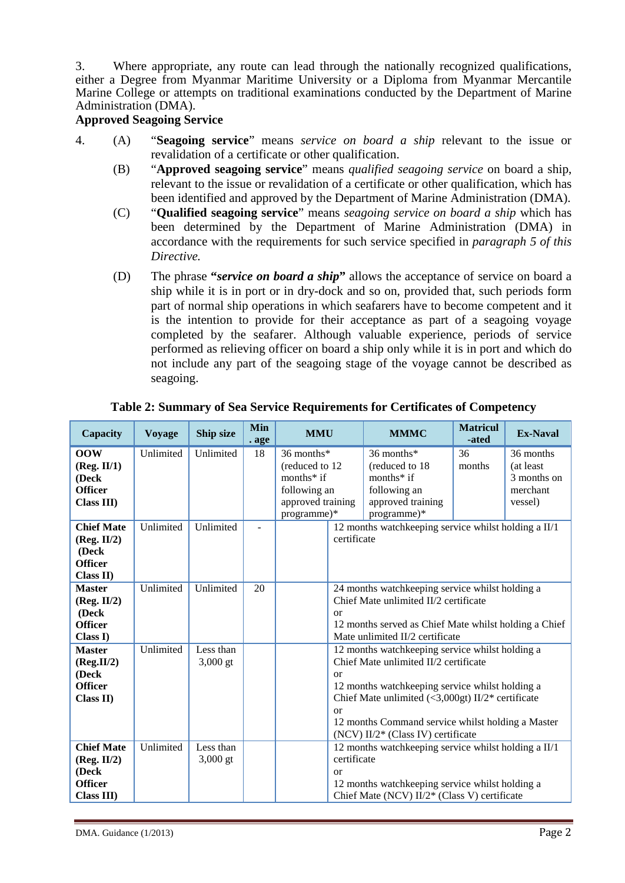3. Where appropriate, any route can lead through the nationally recognized qualifications, either a Degree from Myanmar Maritime University or a Diploma from Myanmar Mercantile Marine College or attempts on traditional examinations conducted by the Department of Marine Administration (DMA).

**Approved Seagoing Service**

4. (A) "**Seagoing service**" means *service on board a ship* relevant to the issue or revalidation of a certificate or other qualification.

(B) "**Approved seagoing service**" means *qualified seagoing service* on board a ship, relevant to the issue or revalidation of a certificate or other qualification, which has been identified and approved by the Department of Marine Administration (DMA).

(C) "**Qualified seagoing service**" means *seagoing service on board a ship* which has been determined by the Department of Marine Administration (DMA) in accordance with the requirements for such service specified in *paragraph 5 of this Directive.*

(D) The phrase ***"service on board a ship"*** allows the acceptance of service on board a ship while it is in port or in dry-dock and so on, provided that, such periods form part of normal ship operations in which seafarers have to become competent and it is the intention to provide for their acceptance as part of a seagoing voyage completed by the seafarer. Although valuable experience, periods of service performed as relieving officer on board a ship only while it is in port and which do not include any part of the seagoing stage of the voyage cannot be described as seagoing.

**Table 2: Summary of Sea Service Requirements for Certificates of Competency**

| Capacity | Voyage | Ship size | Min. age | MMU | MMMC | Matriculated | Ex-Naval |
|---|---|---|---|---|---|---|---|
| **OOW (Reg. II/1) (Deck Officer Class III)** | Unlimited | Unlimited | 18 | 36 months* (reduced to 12 months* if following an approved training programme)* | 36 months* (reduced to 18 months* if following an approved training programme)* | 36 months | 36 months (at least 3 months on merchant vessel) |
| **Chief Mate (Reg. II/2) (Deck Officer Class II)** | Unlimited | Unlimited | - | | 12 months watchkeeping service whilst holding a II/1 certificate | | |
| **Master (Reg. II/2) (Deck Officer Class I)** | Unlimited | Unlimited | 20 | | 24 months watchkeeping service whilst holding a Chief Mate unlimited II/2 certificate or 12 months served as Chief Mate whilst holding a Chief Mate unlimited II/2 certificate | | |
| **Master (Reg.II/2) (Deck Officer Class II)** | Unlimited | Less than 3,000 gt | | | 12 months watchkeeping service whilst holding a Chief Mate unlimited II/2 certificate or 12 months watchkeeping service whilst holding a Chief Mate unlimited (<3,000gt) II/2* certificate or 12 months Command service whilst holding a Master (NCV) II/2* (Class IV) certificate | | |
| **Chief Mate (Reg. II/2) (Deck Officer Class III)** | Unlimited | Less than 3,000 gt | | | 12 months watchkeeping service whilst holding a II/1 certificate or 12 months watchkeeping service whilst holding a Chief Mate (NCV) II/2* (Class V) certificate | | |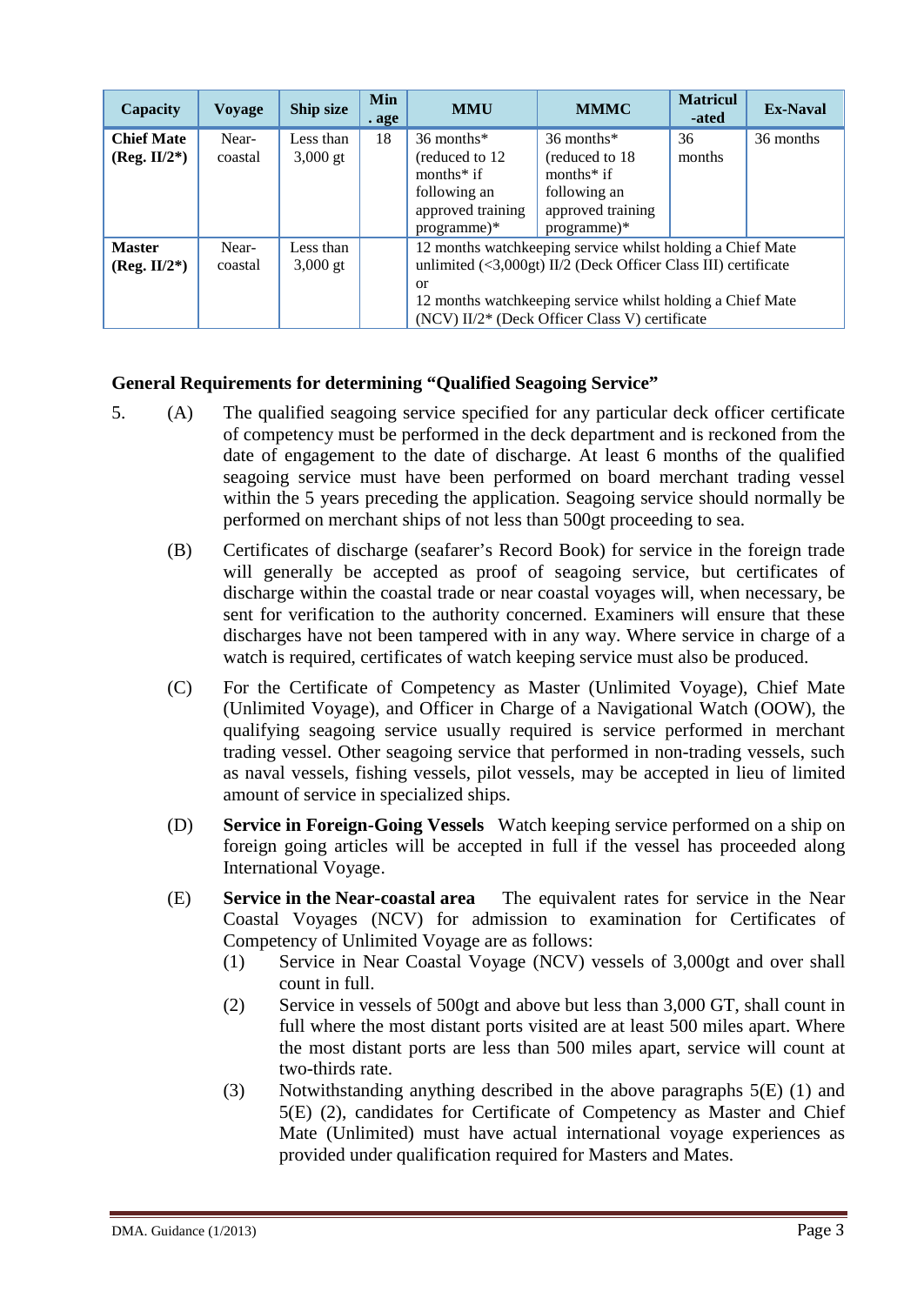| Capacity | Voyage | Ship size | Min. age | MMU | MMMC | Matriculated | Ex-Naval |
|---|---|---|---|---|---|---|---|
| **Chief Mate (Reg. II/2*)** | Near-coastal | Less than 3,000 gt | 18 | 36 months* (reduced to 12 months* if following an approved training programme)* | 36 months* (reduced to 18 months* if following an approved training programme)* | 36 months | 36 months |
| **Master (Reg. II/2*)** | Near-coastal | Less than 3,000 gt | | 12 months watchkeeping service whilst holding a Chief Mate unlimited (<3,000gt) II/2 (Deck Officer Class III) certificate or 12 months watchkeeping service whilst holding a Chief Mate (NCV) II/2* (Deck Officer Class V) certificate | | | |

**General Requirements for determining "Qualified Seagoing Service"**

5. (A) The qualified seagoing service specified for any particular deck officer certificate of competency must be performed in the deck department and is reckoned from the date of engagement to the date of discharge. At least 6 months of the qualified seagoing service must have been performed on board merchant trading vessel within the 5 years preceding the application. Seagoing service should normally be performed on merchant ships of not less than 500gt proceeding to sea.

(B) Certificates of discharge (seafarer's Record Book) for service in the foreign trade will generally be accepted as proof of seagoing service, but certificates of discharge within the coastal trade or near coastal voyages will, when necessary, be sent for verification to the authority concerned. Examiners will ensure that these discharges have not been tampered with in any way. Where service in charge of a watch is required, certificates of watch keeping service must also be produced.

(C) For the Certificate of Competency as Master (Unlimited Voyage), Chief Mate (Unlimited Voyage), and Officer in Charge of a Navigational Watch (OOW), the qualifying seagoing service usually required is service performed in merchant trading vessel. Other seagoing service that performed in non-trading vessels, such as naval vessels, fishing vessels, pilot vessels, may be accepted in lieu of limited amount of service in specialized ships.

(D) **Service in Foreign-Going Vessels** Watch keeping service performed on a ship on foreign going articles will be accepted in full if the vessel has proceeded along International Voyage.

(E) **Service in the Near-coastal area** The equivalent rates for service in the Near Coastal Voyages (NCV) for admission to examination for Certificates of Competency of Unlimited Voyage are as follows:

(1) Service in Near Coastal Voyage (NCV) vessels of 3,000gt and over shall count in full.

(2) Service in vessels of 500gt and above but less than 3,000 GT, shall count in full where the most distant ports visited are at least 500 miles apart. Where the most distant ports are less than 500 miles apart, service will count at two-thirds rate.

(3) Notwithstanding anything described in the above paragraphs 5(E) (1) and 5(E) (2), candidates for Certificate of Competency as Master and Chief Mate (Unlimited) must have actual international voyage experiences as provided under qualification required for Masters and Mates.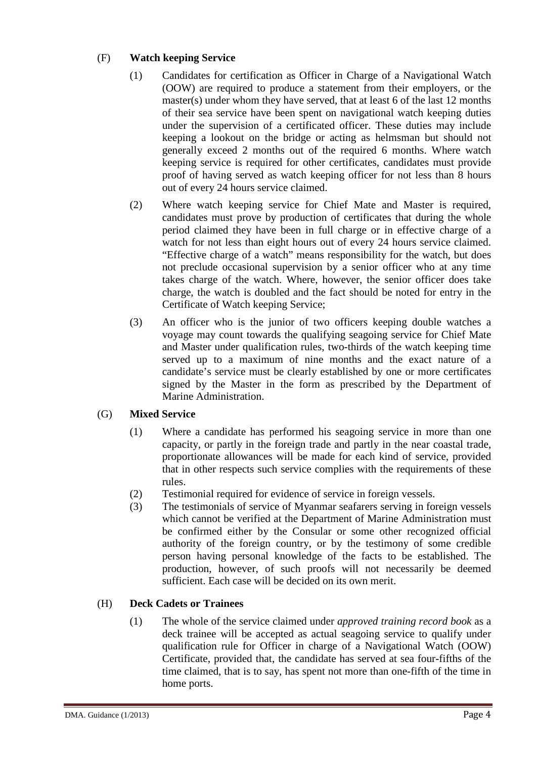## (F) Watch keeping Service

(1) Candidates for certification as Officer in Charge of a Navigational Watch (OOW) are required to produce a statement from their employers, or the master(s) under whom they have served, that at least 6 of the last 12 months of their sea service have been spent on navigational watch keeping duties under the supervision of a certificated officer. These duties may include keeping a lookout on the bridge or acting as helmsman but should not generally exceed 2 months out of the required 6 months. Where watch keeping service is required for other certificates, candidates must provide proof of having served as watch keeping officer for not less than 8 hours out of every 24 hours service claimed.

(2) Where watch keeping service for Chief Mate and Master is required, candidates must prove by production of certificates that during the whole period claimed they have been in full charge or in effective charge of a watch for not less than eight hours out of every 24 hours service claimed. "Effective charge of a watch" means responsibility for the watch, but does not preclude occasional supervision by a senior officer who at any time takes charge of the watch. Where, however, the senior officer does take charge, the watch is doubled and the fact should be noted for entry in the Certificate of Watch keeping Service;

(3) An officer who is the junior of two officers keeping double watches a voyage may count towards the qualifying seagoing service for Chief Mate and Master under qualification rules, two-thirds of the watch keeping time served up to a maximum of nine months and the exact nature of a candidate's service must be clearly established by one or more certificates signed by the Master in the form as prescribed by the Department of Marine Administration.

## (G) Mixed Service

(1) Where a candidate has performed his seagoing service in more than one capacity, or partly in the foreign trade and partly in the near coastal trade, proportionate allowances will be made for each kind of service, provided that in other respects such service complies with the requirements of these rules.

(2) Testimonial required for evidence of service in foreign vessels.

(3) The testimonials of service of Myanmar seafarers serving in foreign vessels which cannot be verified at the Department of Marine Administration must be confirmed either by the Consular or some other recognized official authority of the foreign country, or by the testimony of some credible person having personal knowledge of the facts to be established. The production, however, of such proofs will not necessarily be deemed sufficient. Each case will be decided on its own merit.

## (H) Deck Cadets or Trainees

(1) The whole of the service claimed under *approved training record book* as a deck trainee will be accepted as actual seagoing service to qualify under qualification rule for Officer in charge of a Navigational Watch (OOW) Certificate, provided that, the candidate has served at sea four-fifths of the time claimed, that is to say, has spent not more than one-fifth of the time in home ports.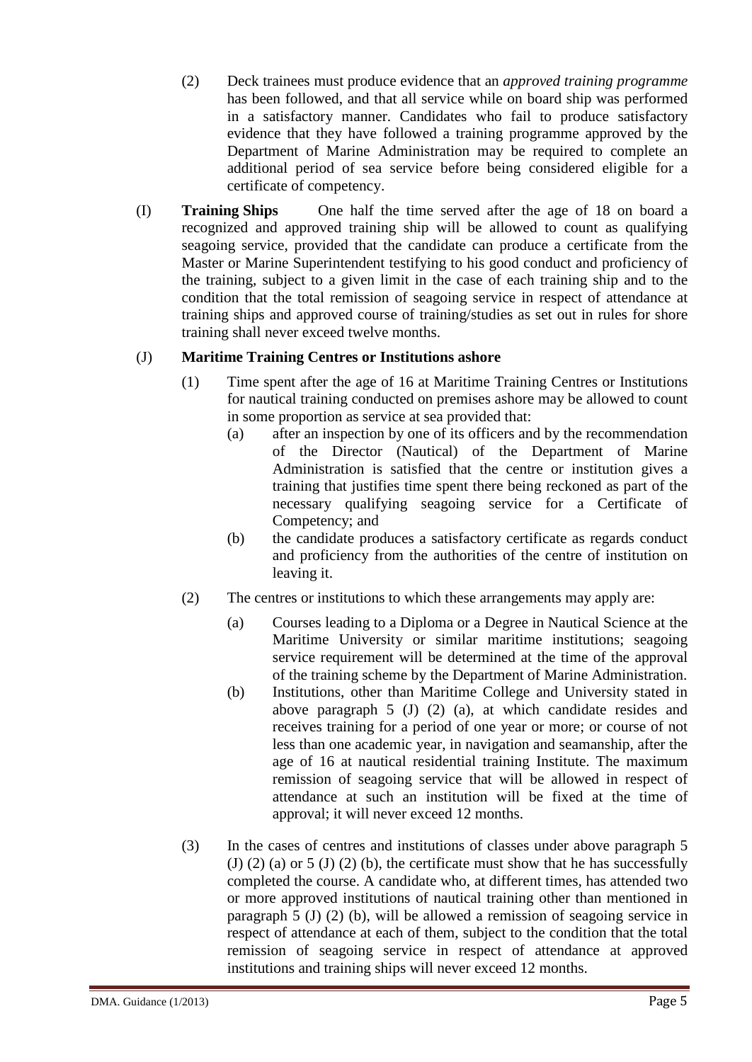(2) Deck trainees must produce evidence that an *approved training programme* has been followed, and that all service while on board ship was performed in a satisfactory manner. Candidates who fail to produce satisfactory evidence that they have followed a training programme approved by the Department of Marine Administration may be required to complete an additional period of sea service before being considered eligible for a certificate of competency.

(I) **Training Ships** One half the time served after the age of 18 on board a recognized and approved training ship will be allowed to count as qualifying seagoing service, provided that the candidate can produce a certificate from the Master or Marine Superintendent testifying to his good conduct and proficiency of the training, subject to a given limit in the case of each training ship and to the condition that the total remission of seagoing service in respect of attendance at training ships and approved course of training/studies as set out in rules for shore training shall never exceed twelve months.

(J) **Maritime Training Centres or Institutions ashore**

(1) Time spent after the age of 16 at Maritime Training Centres or Institutions for nautical training conducted on premises ashore may be allowed to count in some proportion as service at sea provided that:

(a) after an inspection by one of its officers and by the recommendation of the Director (Nautical) of the Department of Marine Administration is satisfied that the centre or institution gives a training that justifies time spent there being reckoned as part of the necessary qualifying seagoing service for a Certificate of Competency; and

(b) the candidate produces a satisfactory certificate as regards conduct and proficiency from the authorities of the centre of institution on leaving it.

(2) The centres or institutions to which these arrangements may apply are:

(a) Courses leading to a Diploma or a Degree in Nautical Science at the Maritime University or similar maritime institutions; seagoing service requirement will be determined at the time of the approval of the training scheme by the Department of Marine Administration.

(b) Institutions, other than Maritime College and University stated in above paragraph 5 (J) (2) (a), at which candidate resides and receives training for a period of one year or more; or course of not less than one academic year, in navigation and seamanship, after the age of 16 at nautical residential training Institute. The maximum remission of seagoing service that will be allowed in respect of attendance at such an institution will be fixed at the time of approval; it will never exceed 12 months.

(3) In the cases of centres and institutions of classes under above paragraph 5 (J) (2) (a) or 5 (J) (2) (b), the certificate must show that he has successfully completed the course. A candidate who, at different times, has attended two or more approved institutions of nautical training other than mentioned in paragraph 5 (J) (2) (b), will be allowed a remission of seagoing service in respect of attendance at each of them, subject to the condition that the total remission of seagoing service in respect of attendance at approved institutions and training ships will never exceed 12 months.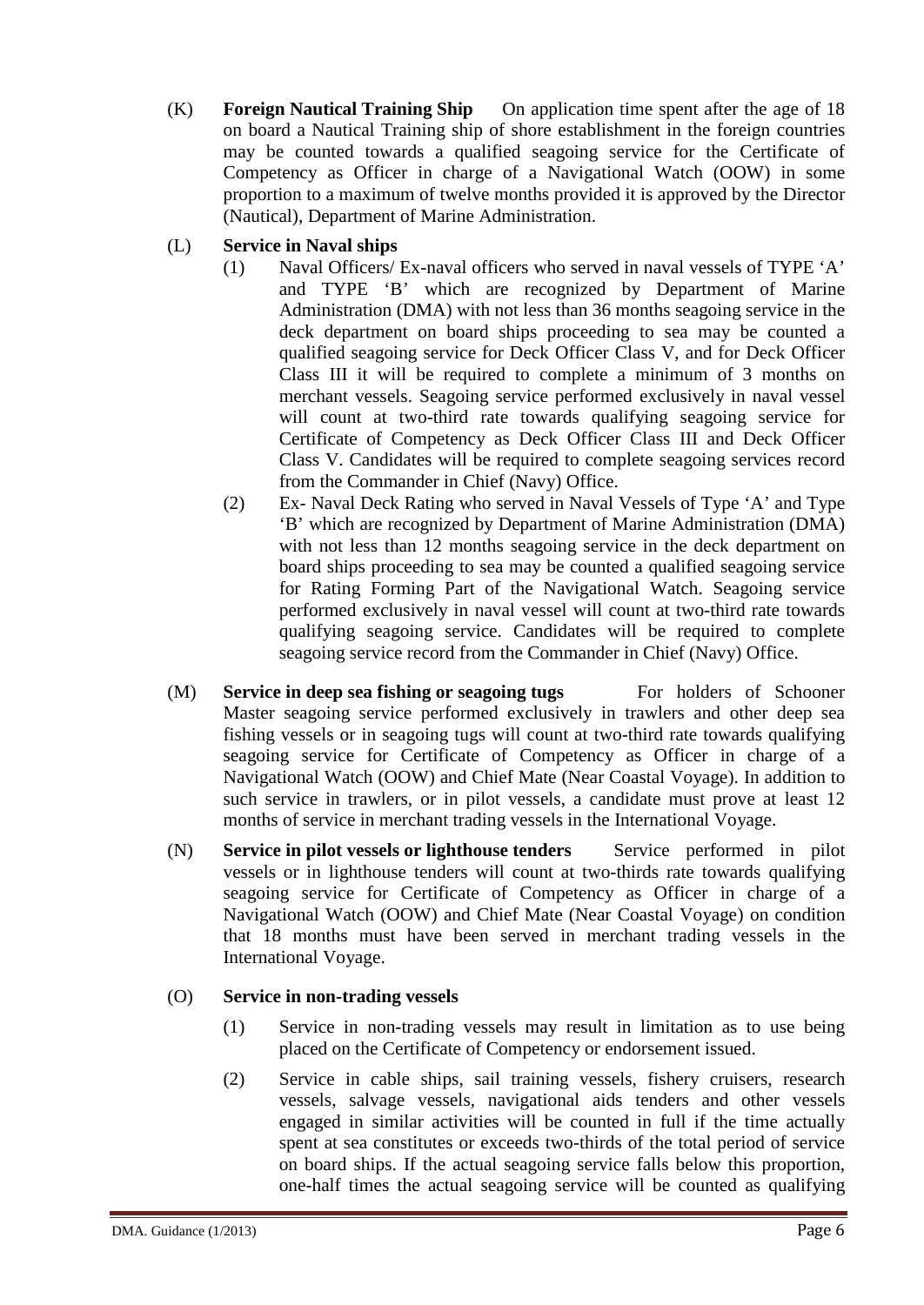(K) **Foreign Nautical Training Ship** On application time spent after the age of 18 on board a Nautical Training ship of shore establishment in the foreign countries may be counted towards a qualified seagoing service for the Certificate of Competency as Officer in charge of a Navigational Watch (OOW) in some proportion to a maximum of twelve months provided it is approved by the Director (Nautical), Department of Marine Administration.

(L) **Service in Naval ships**

(1) Naval Officers/ Ex-naval officers who served in naval vessels of TYPE 'A' and TYPE 'B' which are recognized by Department of Marine Administration (DMA) with not less than 36 months seagoing service in the deck department on board ships proceeding to sea may be counted a qualified seagoing service for Deck Officer Class V, and for Deck Officer Class III it will be required to complete a minimum of 3 months on merchant vessels. Seagoing service performed exclusively in naval vessel will count at two-third rate towards qualifying seagoing service for Certificate of Competency as Deck Officer Class III and Deck Officer Class V. Candidates will be required to complete seagoing services record from the Commander in Chief (Navy) Office.

(2) Ex- Naval Deck Rating who served in Naval Vessels of Type 'A' and Type 'B' which are recognized by Department of Marine Administration (DMA) with not less than 12 months seagoing service in the deck department on board ships proceeding to sea may be counted a qualified seagoing service for Rating Forming Part of the Navigational Watch. Seagoing service performed exclusively in naval vessel will count at two-third rate towards qualifying seagoing service. Candidates will be required to complete seagoing service record from the Commander in Chief (Navy) Office.

(M) **Service in deep sea fishing or seagoing tugs** For holders of Schooner Master seagoing service performed exclusively in trawlers and other deep sea fishing vessels or in seagoing tugs will count at two-third rate towards qualifying seagoing service for Certificate of Competency as Officer in charge of a Navigational Watch (OOW) and Chief Mate (Near Coastal Voyage). In addition to such service in trawlers, or in pilot vessels, a candidate must prove at least 12 months of service in merchant trading vessels in the International Voyage.

(N) **Service in pilot vessels or lighthouse tenders** Service performed in pilot vessels or in lighthouse tenders will count at two-thirds rate towards qualifying seagoing service for Certificate of Competency as Officer in charge of a Navigational Watch (OOW) and Chief Mate (Near Coastal Voyage) on condition that 18 months must have been served in merchant trading vessels in the International Voyage.

(O) **Service in non-trading vessels**

(1) Service in non-trading vessels may result in limitation as to use being placed on the Certificate of Competency or endorsement issued.

(2) Service in cable ships, sail training vessels, fishery cruisers, research vessels, salvage vessels, navigational aids tenders and other vessels engaged in similar activities will be counted in full if the time actually spent at sea constitutes or exceeds two-thirds of the total period of service on board ships. If the actual seagoing service falls below this proportion, one-half times the actual seagoing service will be counted as qualifying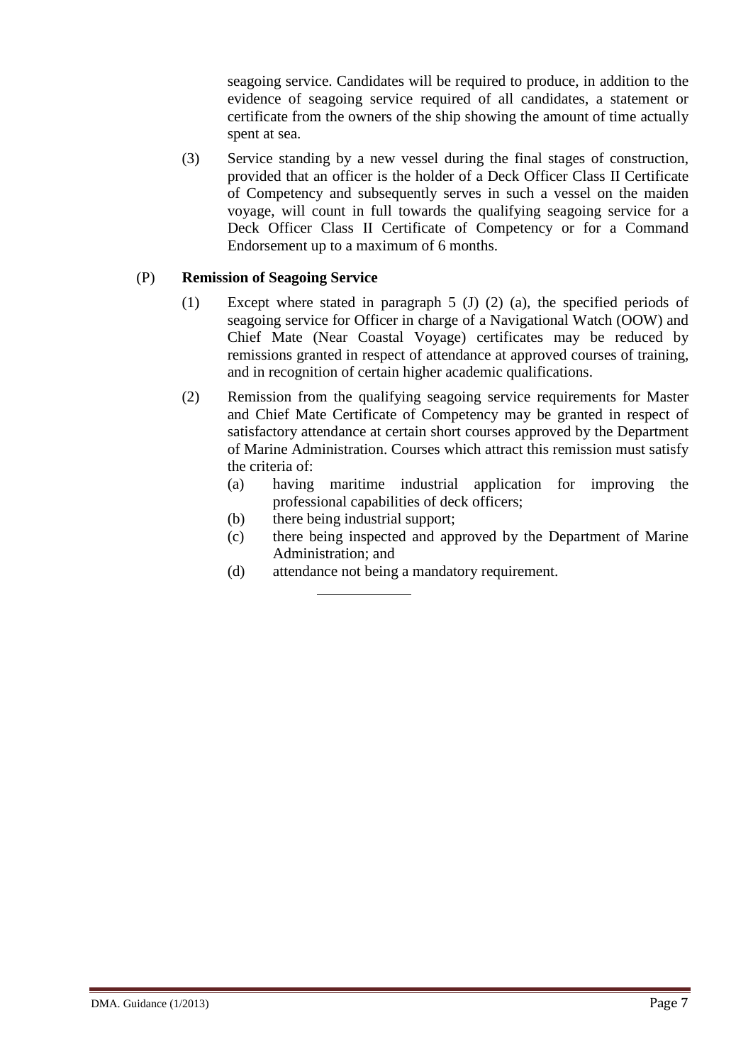seagoing service. Candidates will be required to produce, in addition to the evidence of seagoing service required of all candidates, a statement or certificate from the owners of the ship showing the amount of time actually spent at sea.

(3) Service standing by a new vessel during the final stages of construction, provided that an officer is the holder of a Deck Officer Class II Certificate of Competency and subsequently serves in such a vessel on the maiden voyage, will count in full towards the qualifying seagoing service for a Deck Officer Class II Certificate of Competency or for a Command Endorsement up to a maximum of 6 months.

(P) **Remission of Seagoing Service**

(1) Except where stated in paragraph 5 (J) (2) (a), the specified periods of seagoing service for Officer in charge of a Navigational Watch (OOW) and Chief Mate (Near Coastal Voyage) certificates may be reduced by remissions granted in respect of attendance at approved courses of training, and in recognition of certain higher academic qualifications.

(2) Remission from the qualifying seagoing service requirements for Master and Chief Mate Certificate of Competency may be granted in respect of satisfactory attendance at certain short courses approved by the Department of Marine Administration. Courses which attract this remission must satisfy the criteria of:

(a) having maritime industrial application for improving the professional capabilities of deck officers;

(b) there being industrial support;

(c) there being inspected and approved by the Department of Marine Administration; and

(d) attendance not being a mandatory requirement.

---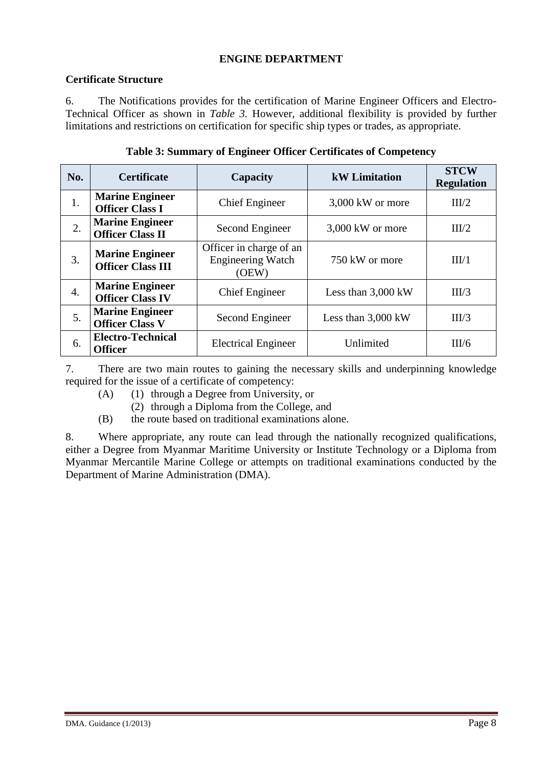## ENGINE DEPARTMENT

### Certificate Structure

6. The Notifications provides for the certification of Marine Engineer Officers and Electro-Technical Officer as shown in *Table 3.* However, additional flexibility is provided by further limitations and restrictions on certification for specific ship types or trades, as appropriate.

**Table 3: Summary of Engineer Officer Certificates of Competency**

| No. | Certificate | Capacity | kW Limitation | STCW Regulation |
|---|---|---|---|---|
| 1. | **Marine Engineer Officer Class I** | Chief Engineer | 3,000 kW or more | III/2 |
| 2. | **Marine Engineer Officer Class II** | Second Engineer | 3,000 kW or more | III/2 |
| 3. | **Marine Engineer Officer Class III** | Officer in charge of an Engineering Watch (OEW) | 750 kW or more | III/1 |
| 4. | **Marine Engineer Officer Class IV** | Chief Engineer | Less than 3,000 kW | III/3 |
| 5. | **Marine Engineer Officer Class V** | Second Engineer | Less than 3,000 kW | III/3 |
| 6. | **Electro-Technical Officer** | Electrical Engineer | Unlimited | III/6 |

7. There are two main routes to gaining the necessary skills and underpinning knowledge required for the issue of a certificate of competency:

- (A) (1) through a Degree from University, or
  - (2) through a Diploma from the College, and
- (B) the route based on traditional examinations alone.

8. Where appropriate, any route can lead through the nationally recognized qualifications, either a Degree from Myanmar Maritime University or Institute Technology or a Diploma from Myanmar Mercantile Marine College or attempts on traditional examinations conducted by the Department of Marine Administration (DMA).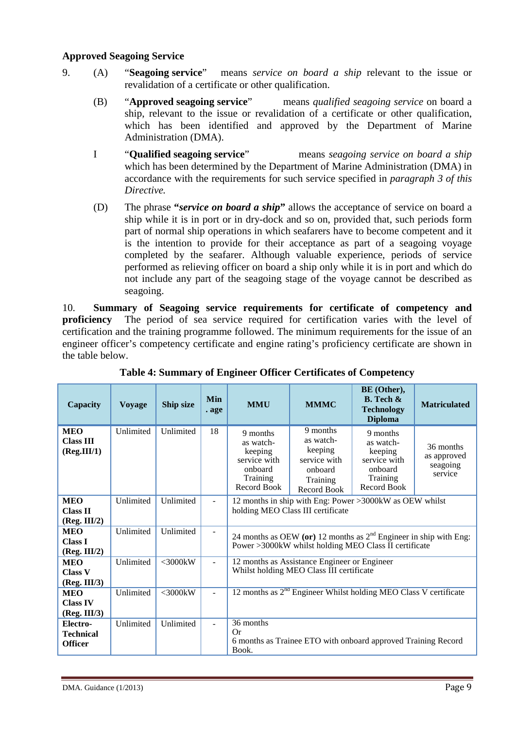**Approved Seagoing Service**

9. (A) "**Seagoing service**" means *service on board a ship* relevant to the issue or revalidation of a certificate or other qualification.

(B) "**Approved seagoing service**" means *qualified seagoing service* on board a ship, relevant to the issue or revalidation of a certificate or other qualification, which has been identified and approved by the Department of Marine Administration (DMA).

I "**Qualified seagoing service**" means *seagoing service on board a ship* which has been determined by the Department of Marine Administration (DMA) in accordance with the requirements for such service specified in *paragraph 3 of this Directive.*

(D) The phrase ***"service on board a ship"*** allows the acceptance of service on board a ship while it is in port or in dry-dock and so on, provided that, such periods form part of normal ship operations in which seafarers have to become competent and it is the intention to provide for their acceptance as part of a seagoing voyage completed by the seafarer. Although valuable experience, periods of service performed as relieving officer on board a ship only while it is in port and which do not include any part of the seagoing stage of the voyage cannot be described as seagoing.

10. **Summary of Seagoing service requirements for certificate of competency and proficiency** The period of sea service required for certification varies with the level of certification and the training programme followed. The minimum requirements for the issue of an engineer officer's competency certificate and engine rating's proficiency certificate are shown in the table below.

**Table 4: Summary of Engineer Officer Certificates of Competency**

| Capacity | Voyage | Ship size | Min. age | MMU | MMMC | BE (Other), B. Tech & Technology Diploma | Matriculated |
|---|---|---|---|---|---|---|---|
| **MEO Class III (Reg.III/1)** | Unlimited | Unlimited | 18 | 9 months as watch-keeping service with onboard Training Record Book | 9 months as watch-keeping service with onboard Training Record Book | 9 months as watch-keeping service with onboard Training Record Book | 36 months as approved seagoing service |
| **MEO Class II (Reg. III/2)** | Unlimited | Unlimited | - | 12 months in ship with Eng: Power >3000kW as OEW whilst holding MEO Class III certificate | | | |
| **MEO Class I (Reg. III/2)** | Unlimited | Unlimited | - | 24 months as OEW **(or)** 12 months as 2nd Engineer in ship with Eng: Power >3000kW whilst holding MEO Class II certificate | | | |
| **MEO Class V (Reg. III/3)** | Unlimited | <3000kW | - | 12 months as Assistance Engineer or Engineer Whilst holding MEO Class III certificate | | | |
| **MEO Class IV (Reg. III/3)** | Unlimited | <3000kW | - | 12 months as 2nd Engineer Whilst holding MEO Class V certificate | | | |
| **Electro-Technical Officer** | Unlimited | Unlimited | - | 36 months Or 6 months as Trainee ETO with onboard approved Training Record Book. | | | |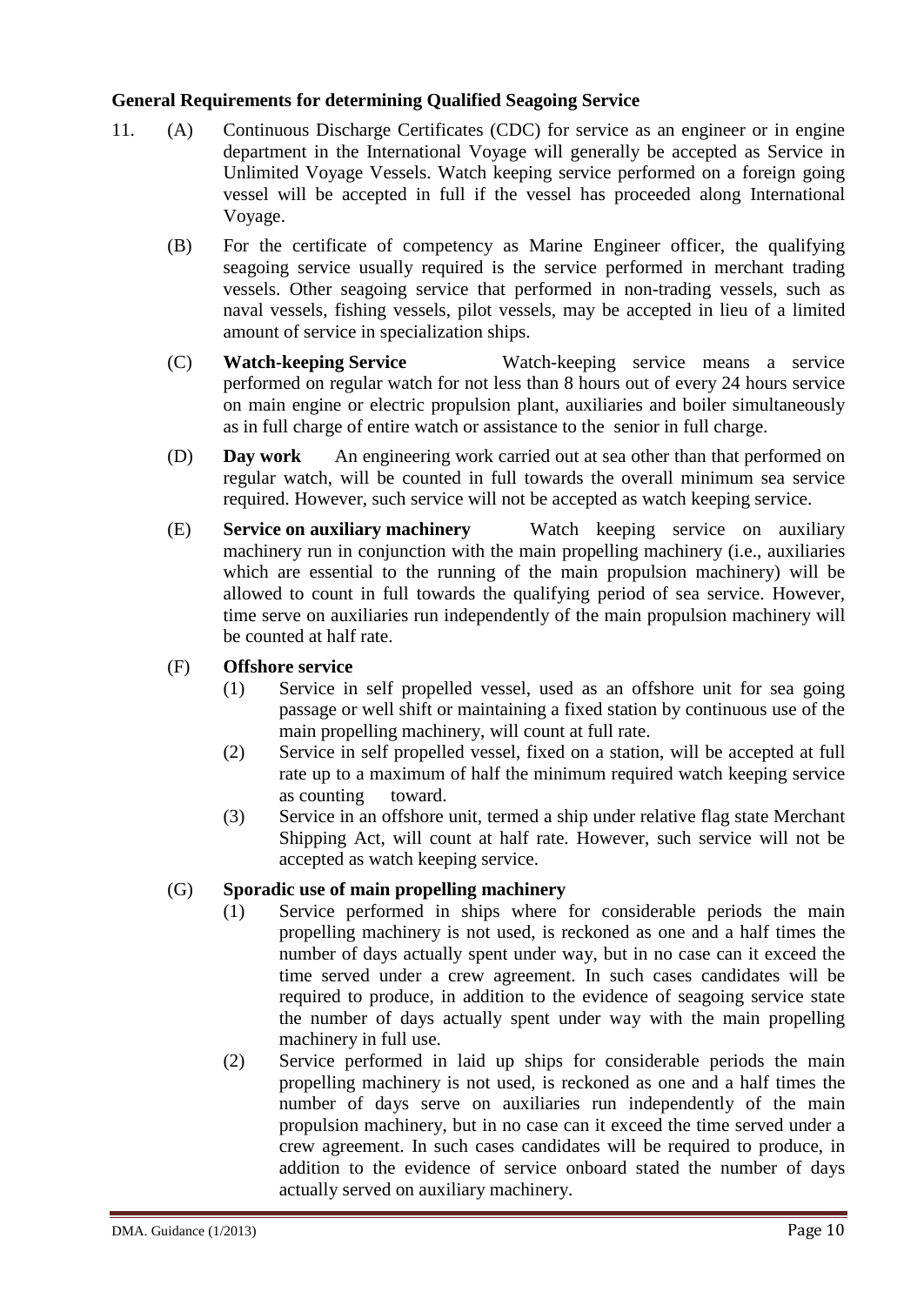**General Requirements for determining Qualified Seagoing Service**

11. (A) Continuous Discharge Certificates (CDC) for service as an engineer or in engine department in the International Voyage will generally be accepted as Service in Unlimited Voyage Vessels. Watch keeping service performed on a foreign going vessel will be accepted in full if the vessel has proceeded along International Voyage.

    (B) For the certificate of competency as Marine Engineer officer, the qualifying seagoing service usually required is the service performed in merchant trading vessels. Other seagoing service that performed in non-trading vessels, such as naval vessels, fishing vessels, pilot vessels, may be accepted in lieu of a limited amount of service in specialization ships.

    (C) **Watch-keeping Service** Watch-keeping service means a service performed on regular watch for not less than 8 hours out of every 24 hours service on main engine or electric propulsion plant, auxiliaries and boiler simultaneously as in full charge of entire watch or assistance to the senior in full charge.

    (D) **Day work** An engineering work carried out at sea other than that performed on regular watch, will be counted in full towards the overall minimum sea service required. However, such service will not be accepted as watch keeping service.

    (E) **Service on auxiliary machinery** Watch keeping service on auxiliary machinery run in conjunction with the main propelling machinery (i.e., auxiliaries which are essential to the running of the main propulsion machinery) will be allowed to count in full towards the qualifying period of sea service. However, time serve on auxiliaries run independently of the main propulsion machinery will be counted at half rate.

    (F) **Offshore service**

    (1) Service in self propelled vessel, used as an offshore unit for sea going passage or well shift or maintaining a fixed station by continuous use of the main propelling machinery, will count at full rate.

    (2) Service in self propelled vessel, fixed on a station, will be accepted at full rate up to a maximum of half the minimum required watch keeping service as counting toward.

    (3) Service in an offshore unit, termed a ship under relative flag state Merchant Shipping Act, will count at half rate. However, such service will not be accepted as watch keeping service.

    (G) **Sporadic use of main propelling machinery**

    (1) Service performed in ships where for considerable periods the main propelling machinery is not used, is reckoned as one and a half times the number of days actually spent under way, but in no case can it exceed the time served under a crew agreement. In such cases candidates will be required to produce, in addition to the evidence of seagoing service state the number of days actually spent under way with the main propelling machinery in full use.

    (2) Service performed in laid up ships for considerable periods the main propelling machinery is not used, is reckoned as one and a half times the number of days serve on auxiliaries run independently of the main propulsion machinery, but in no case can it exceed the time served under a crew agreement. In such cases candidates will be required to produce, in addition to the evidence of service onboard stated the number of days actually served on auxiliary machinery.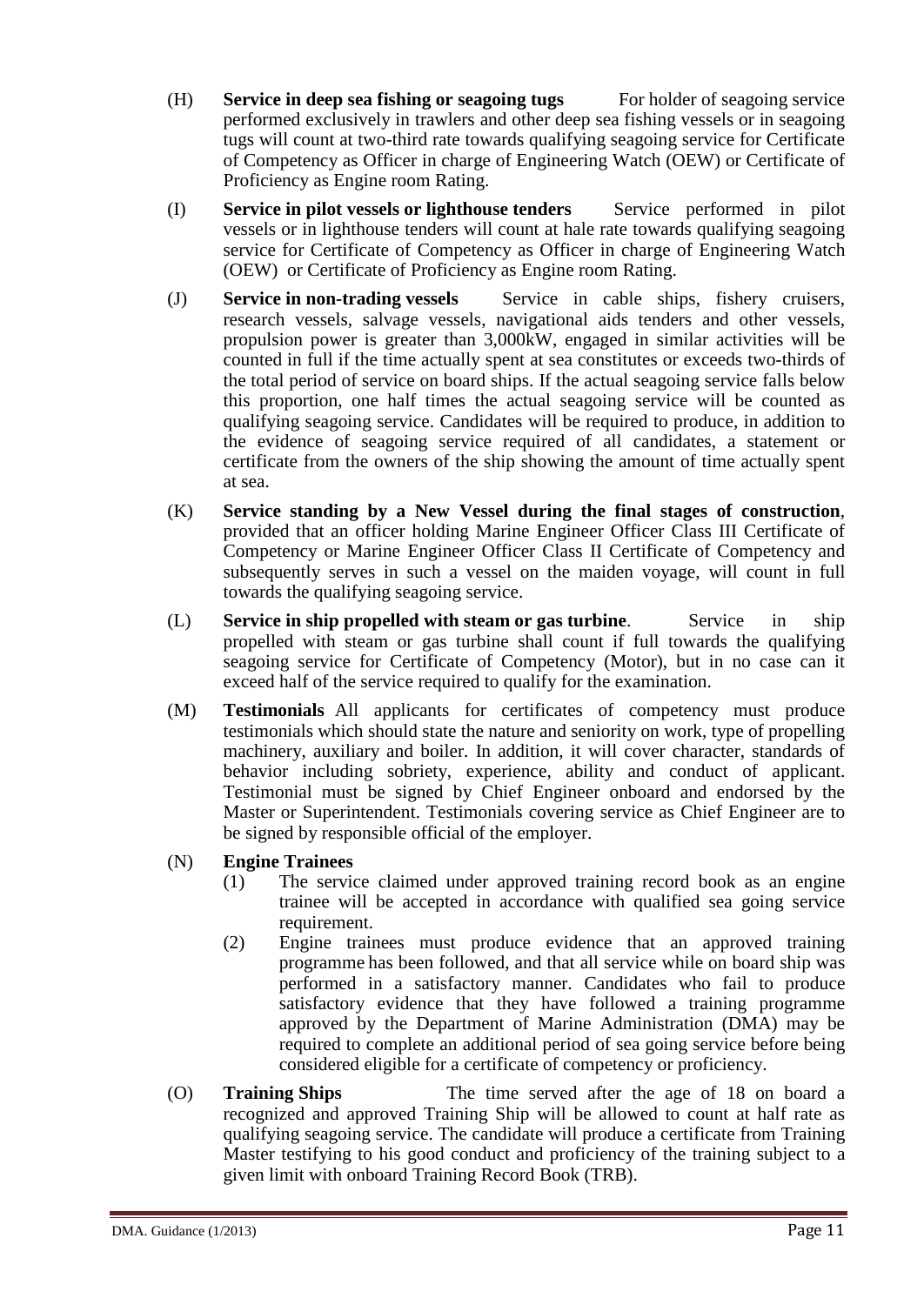(H) **Service in deep sea fishing or seagoing tugs** For holder of seagoing service performed exclusively in trawlers and other deep sea fishing vessels or in seagoing tugs will count at two-third rate towards qualifying seagoing service for Certificate of Competency as Officer in charge of Engineering Watch (OEW) or Certificate of Proficiency as Engine room Rating.

(I) **Service in pilot vessels or lighthouse tenders** Service performed in pilot vessels or in lighthouse tenders will count at hale rate towards qualifying seagoing service for Certificate of Competency as Officer in charge of Engineering Watch (OEW) or Certificate of Proficiency as Engine room Rating.

(J) **Service in non-trading vessels** Service in cable ships, fishery cruisers, research vessels, salvage vessels, navigational aids tenders and other vessels, propulsion power is greater than 3,000kW, engaged in similar activities will be counted in full if the time actually spent at sea constitutes or exceeds two-thirds of the total period of service on board ships. If the actual seagoing service falls below this proportion, one half times the actual seagoing service will be counted as qualifying seagoing service. Candidates will be required to produce, in addition to the evidence of seagoing service required of all candidates, a statement or certificate from the owners of the ship showing the amount of time actually spent at sea.

(K) **Service standing by a New Vessel during the final stages of construction**, provided that an officer holding Marine Engineer Officer Class III Certificate of Competency or Marine Engineer Officer Class II Certificate of Competency and subsequently serves in such a vessel on the maiden voyage, will count in full towards the qualifying seagoing service.

(L) **Service in ship propelled with steam or gas turbine**. Service in ship propelled with steam or gas turbine shall count if full towards the qualifying seagoing service for Certificate of Competency (Motor), but in no case can it exceed half of the service required to qualify for the examination.

(M) **Testimonials** All applicants for certificates of competency must produce testimonials which should state the nature and seniority on work, type of propelling machinery, auxiliary and boiler. In addition, it will cover character, standards of behavior including sobriety, experience, ability and conduct of applicant. Testimonial must be signed by Chief Engineer onboard and endorsed by the Master or Superintendent. Testimonials covering service as Chief Engineer are to be signed by responsible official of the employer.

(N) **Engine Trainees**

(1) The service claimed under approved training record book as an engine trainee will be accepted in accordance with qualified sea going service requirement.

(2) Engine trainees must produce evidence that an approved training programme has been followed, and that all service while on board ship was performed in a satisfactory manner. Candidates who fail to produce satisfactory evidence that they have followed a training programme approved by the Department of Marine Administration (DMA) may be required to complete an additional period of sea going service before being considered eligible for a certificate of competency or proficiency.

(O) **Training Ships** The time served after the age of 18 on board a recognized and approved Training Ship will be allowed to count at half rate as qualifying seagoing service. The candidate will produce a certificate from Training Master testifying to his good conduct and proficiency of the training subject to a given limit with onboard Training Record Book (TRB).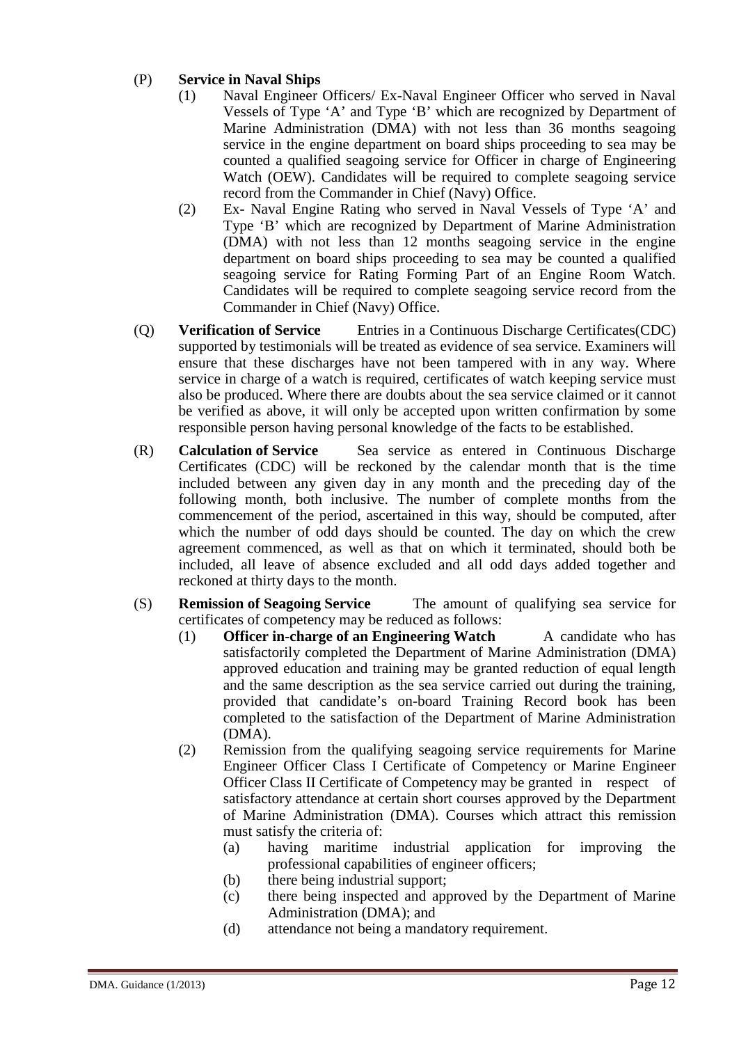(P) **Service in Naval Ships**

1. Naval Engineer Officers/ Ex-Naval Engineer Officer who served in Naval Vessels of Type 'A' and Type 'B' which are recognized by Department of Marine Administration (DMA) with not less than 36 months seagoing service in the engine department on board ships proceeding to sea may be counted a qualified seagoing service for Officer in charge of Engineering Watch (OEW). Candidates will be required to complete seagoing service record from the Commander in Chief (Navy) Office.
2. Ex- Naval Engine Rating who served in Naval Vessels of Type 'A' and Type 'B' which are recognized by Department of Marine Administration (DMA) with not less than 12 months seagoing service in the engine department on board ships proceeding to sea may be counted a qualified seagoing service for Rating Forming Part of an Engine Room Watch. Candidates will be required to complete seagoing service record from the Commander in Chief (Navy) Office.

(Q) **Verification of Service** Entries in a Continuous Discharge Certificates(CDC) supported by testimonials will be treated as evidence of sea service. Examiners will ensure that these discharges have not been tampered with in any way. Where service in charge of a watch is required, certificates of watch keeping service must also be produced. Where there are doubts about the sea service claimed or it cannot be verified as above, it will only be accepted upon written confirmation by some responsible person having personal knowledge of the facts to be established.

(R) **Calculation of Service** Sea service as entered in Continuous Discharge Certificates (CDC) will be reckoned by the calendar month that is the time included between any given day in any month and the preceding day of the following month, both inclusive. The number of complete months from the commencement of the period, ascertained in this way, should be computed, after which the number of odd days should be counted. The day on which the crew agreement commenced, as well as that on which it terminated, should both be included, all leave of absence excluded and all odd days added together and reckoned at thirty days to the month.

(S) **Remission of Seagoing Service** The amount of qualifying sea service for certificates of competency may be reduced as follows:

1. **Officer in-charge of an Engineering Watch** A candidate who has satisfactorily completed the Department of Marine Administration (DMA) approved education and training may be granted reduction of equal length and the same description as the sea service carried out during the training, provided that candidate's on-board Training Record book has been completed to the satisfaction of the Department of Marine Administration (DMA).
2. Remission from the qualifying seagoing service requirements for Marine Engineer Officer Class I Certificate of Competency or Marine Engineer Officer Class II Certificate of Competency may be granted in respect of satisfactory attendance at certain short courses approved by the Department of Marine Administration (DMA). Courses which attract this remission must satisfy the criteria of:
   - (a) having maritime industrial application for improving the professional capabilities of engineer officers;
   - (b) there being industrial support;
   - (c) there being inspected and approved by the Department of Marine Administration (DMA); and
   - (d) attendance not being a mandatory requirement.